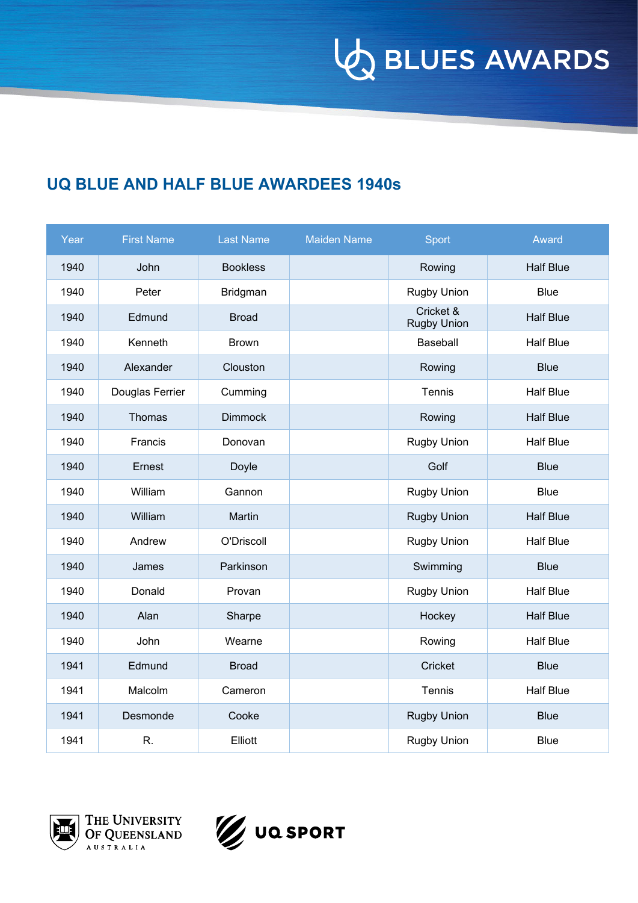BLUES AWARDS

## UQ BLUE AND HALF BLUE AWARDEES 1940s

| Year | First Name | Last Name | Maiden Name | Sport | Award |
|---|---|---|---|---|---|
| 1940 | John | Bookless | | Rowing | Half Blue |
| 1940 | Peter | Bridgman | | Rugby Union | Blue |
| 1940 | Edmund | Broad | | Cricket & Rugby Union | Half Blue |
| 1940 | Kenneth | Brown | | Baseball | Half Blue |
| 1940 | Alexander | Clouston | | Rowing | Blue |
| 1940 | Douglas Ferrier | Cumming | | Tennis | Half Blue |
| 1940 | Thomas | Dimmock | | Rowing | Half Blue |
| 1940 | Francis | Donovan | | Rugby Union | Half Blue |
| 1940 | Ernest | Doyle | | Golf | Blue |
| 1940 | William | Gannon | | Rugby Union | Blue |
| 1940 | William | Martin | | Rugby Union | Half Blue |
| 1940 | Andrew | O'Driscoll | | Rugby Union | Half Blue |
| 1940 | James | Parkinson | | Swimming | Blue |
| 1940 | Donald | Provan | | Rugby Union | Half Blue |
| 1940 | Alan | Sharpe | | Hockey | Half Blue |
| 1940 | John | Wearne | | Rowing | Half Blue |
| 1941 | Edmund | Broad | | Cricket | Blue |
| 1941 | Malcolm | Cameron | | Tennis | Half Blue |
| 1941 | Desmonde | Cooke | | Rugby Union | Blue |
| 1941 | R. | Elliott | | Rugby Union | Blue |

THE UNIVERSITY OF QUEENSLAND AUSTRALIA

UQ SPORT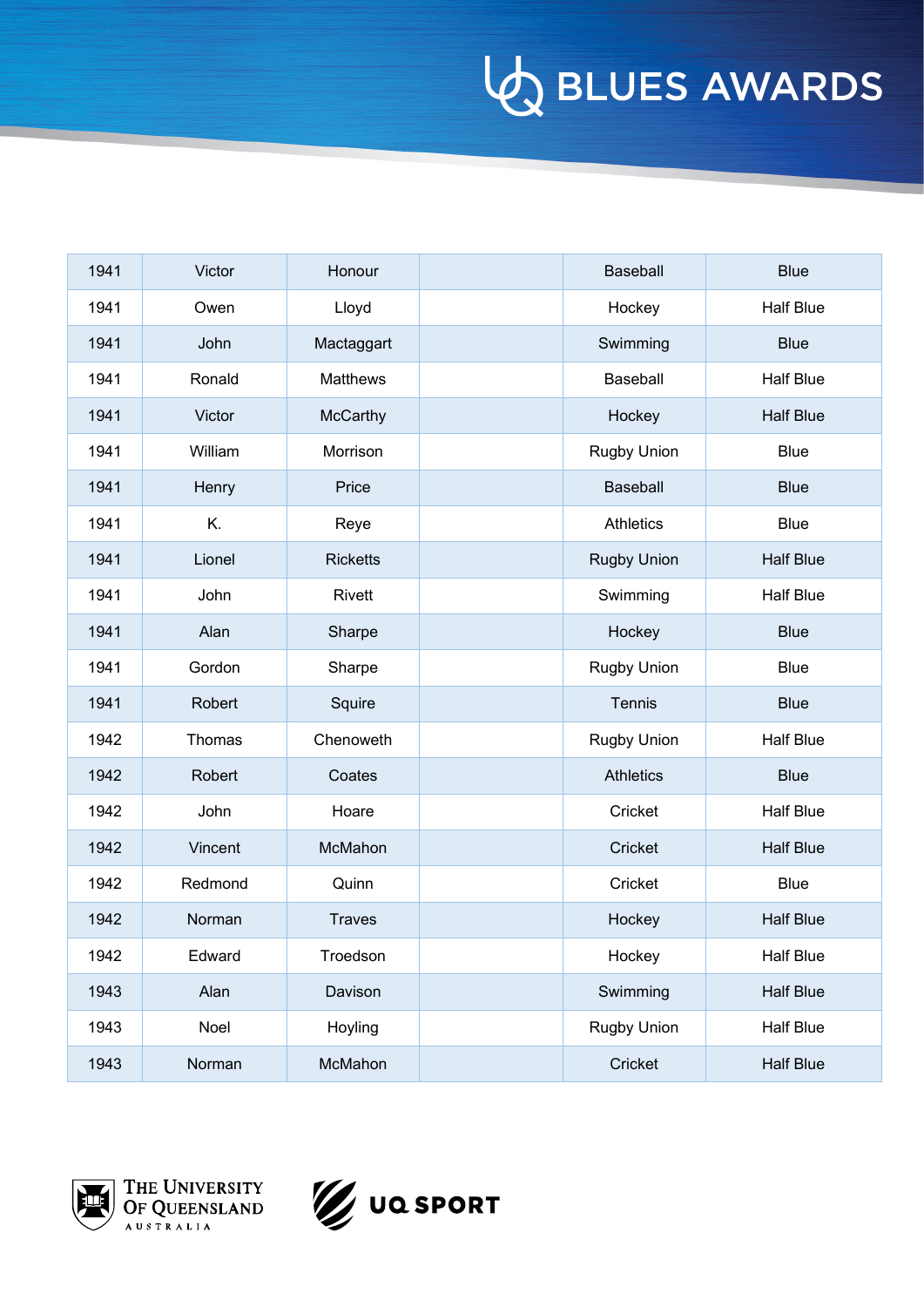# BLUES AWARDS

| 1941 | Victor | Honour | | Baseball | Blue |
|---|---|---|---|---|---|
| 1941 | Owen | Lloyd | | Hockey | Half Blue |
| 1941 | John | Mactaggart | | Swimming | Blue |
| 1941 | Ronald | Matthews | | Baseball | Half Blue |
| 1941 | Victor | McCarthy | | Hockey | Half Blue |
| 1941 | William | Morrison | | Rugby Union | Blue |
| 1941 | Henry | Price | | Baseball | Blue |
| 1941 | K. | Reye | | Athletics | Blue |
| 1941 | Lionel | Ricketts | | Rugby Union | Half Blue |
| 1941 | John | Rivett | | Swimming | Half Blue |
| 1941 | Alan | Sharpe | | Hockey | Blue |
| 1941 | Gordon | Sharpe | | Rugby Union | Blue |
| 1941 | Robert | Squire | | Tennis | Blue |
| 1942 | Thomas | Chenoweth | | Rugby Union | Half Blue |
| 1942 | Robert | Coates | | Athletics | Blue |
| 1942 | John | Hoare | | Cricket | Half Blue |
| 1942 | Vincent | McMahon | | Cricket | Half Blue |
| 1942 | Redmond | Quinn | | Cricket | Blue |
| 1942 | Norman | Traves | | Hockey | Half Blue |
| 1942 | Edward | Troedson | | Hockey | Half Blue |
| 1943 | Alan | Davison | | Swimming | Half Blue |
| 1943 | Noel | Hoyling | | Rugby Union | Half Blue |
| 1943 | Norman | McMahon | | Cricket | Half Blue |

THE UNIVERSITY OF QUEENSLAND AUSTRALIA

UQ SPORT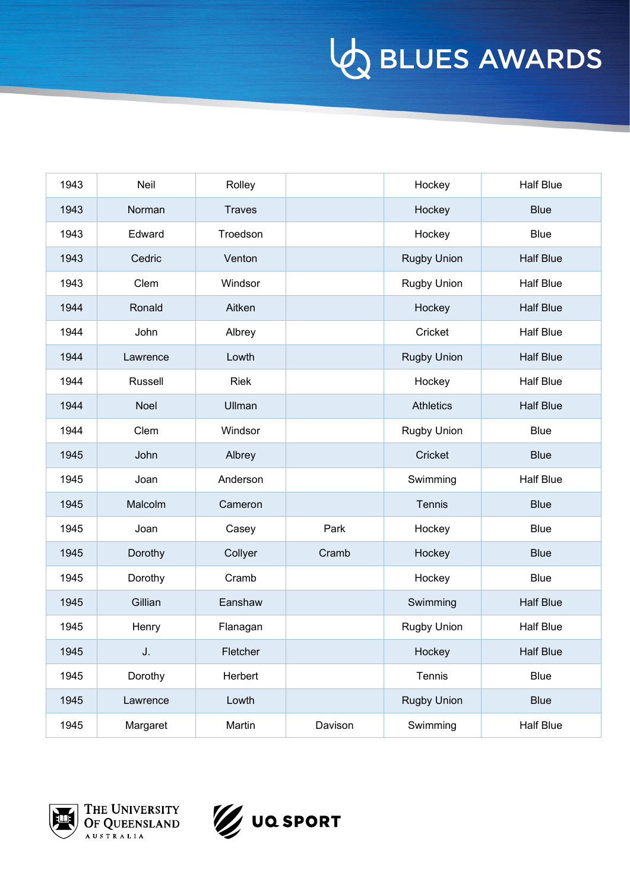| 1943 | Neil | Rolley | | Hockey | Half Blue |
|---|---|---|---|---|---|
| 1943 | Norman | Traves | | Hockey | Blue |
| 1943 | Edward | Troedson | | Hockey | Blue |
| 1943 | Cedric | Venton | | Rugby Union | Half Blue |
| 1943 | Clem | Windsor | | Rugby Union | Half Blue |
| 1944 | Ronald | Aitken | | Hockey | Half Blue |
| 1944 | John | Albrey | | Cricket | Half Blue |
| 1944 | Lawrence | Lowth | | Rugby Union | Half Blue |
| 1944 | Russell | Riek | | Hockey | Half Blue |
| 1944 | Noel | Ullman | | Athletics | Half Blue |
| 1944 | Clem | Windsor | | Rugby Union | Blue |
| 1945 | John | Albrey | | Cricket | Blue |
| 1945 | Joan | Anderson | | Swimming | Half Blue |
| 1945 | Malcolm | Cameron | | Tennis | Blue |
| 1945 | Joan | Casey | Park | Hockey | Blue |
| 1945 | Dorothy | Collyer | Cramb | Hockey | Blue |
| 1945 | Dorothy | Cramb | | Hockey | Blue |
| 1945 | Gillian | Eanshaw | | Swimming | Half Blue |
| 1945 | Henry | Flanagan | | Rugby Union | Half Blue |
| 1945 | J. | Fletcher | | Hockey | Half Blue |
| 1945 | Dorothy | Herbert | | Tennis | Blue |
| 1945 | Lawrence | Lowth | | Rugby Union | Blue |
| 1945 | Margaret | Martin | Davison | Swimming | Half Blue |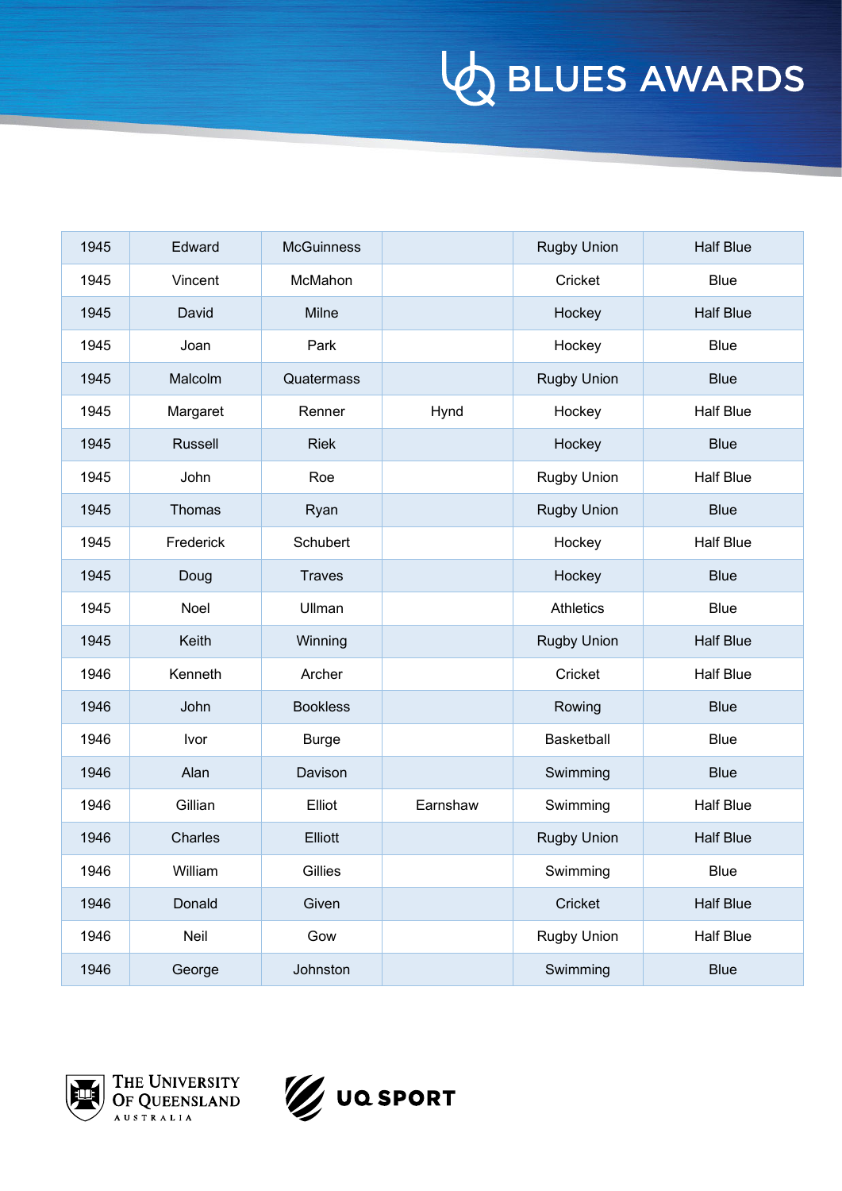| 1945 | Edward | McGuinness | | Rugby Union | Half Blue |
|---|---|---|---|---|---|
| 1945 | Vincent | McMahon | | Cricket | Blue |
| 1945 | David | Milne | | Hockey | Half Blue |
| 1945 | Joan | Park | | Hockey | Blue |
| 1945 | Malcolm | Quatermass | | Rugby Union | Blue |
| 1945 | Margaret | Renner | Hynd | Hockey | Half Blue |
| 1945 | Russell | Riek | | Hockey | Blue |
| 1945 | John | Roe | | Rugby Union | Half Blue |
| 1945 | Thomas | Ryan | | Rugby Union | Blue |
| 1945 | Frederick | Schubert | | Hockey | Half Blue |
| 1945 | Doug | Traves | | Hockey | Blue |
| 1945 | Noel | Ullman | | Athletics | Blue |
| 1945 | Keith | Winning | | Rugby Union | Half Blue |
| 1946 | Kenneth | Archer | | Cricket | Half Blue |
| 1946 | John | Bookless | | Rowing | Blue |
| 1946 | Ivor | Burge | | Basketball | Blue |
| 1946 | Alan | Davison | | Swimming | Blue |
| 1946 | Gillian | Elliot | Earnshaw | Swimming | Half Blue |
| 1946 | Charles | Elliott | | Rugby Union | Half Blue |
| 1946 | William | Gillies | | Swimming | Blue |
| 1946 | Donald | Given | | Cricket | Half Blue |
| 1946 | Neil | Gow | | Rugby Union | Half Blue |
| 1946 | George | Johnston | | Swimming | Blue |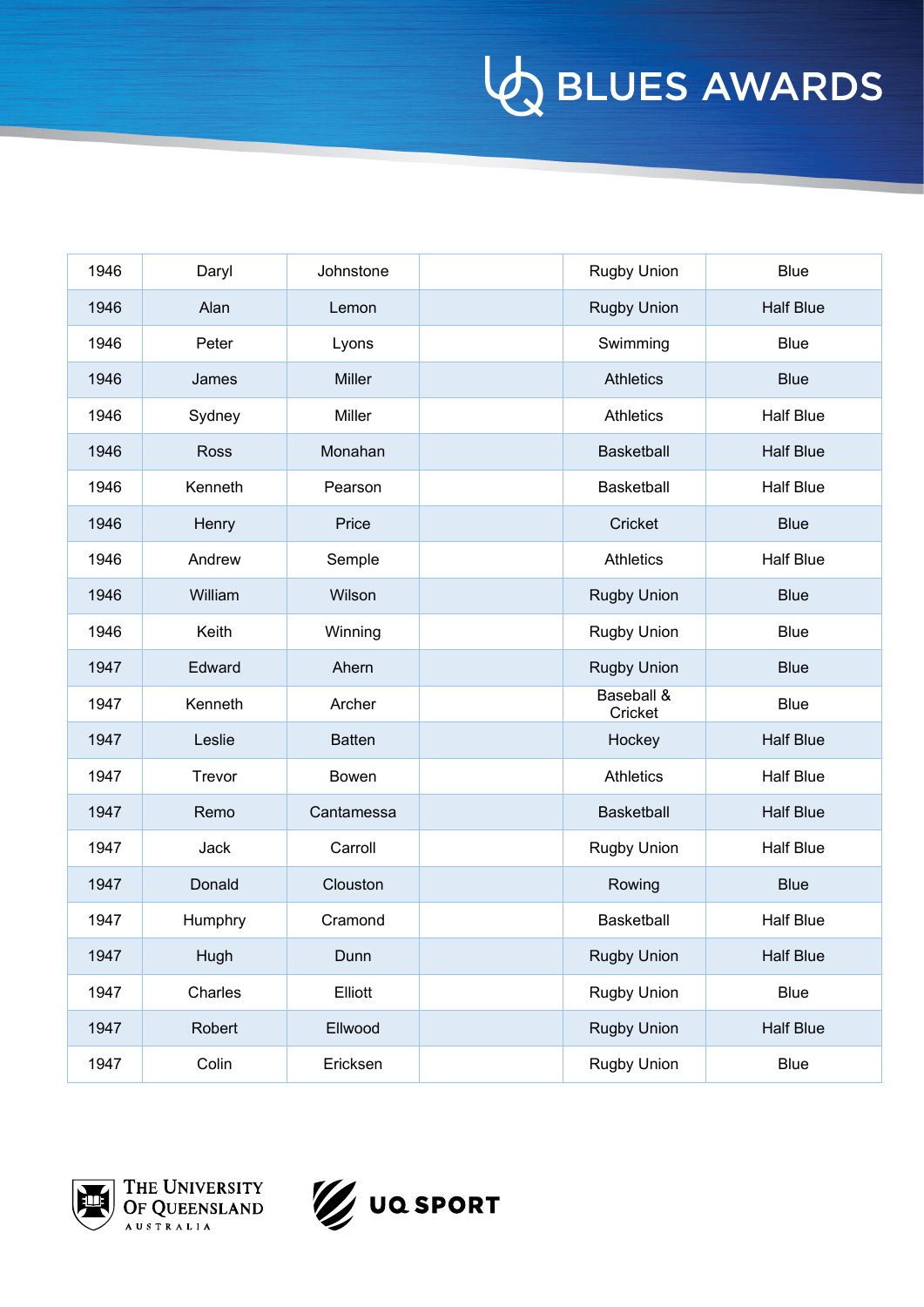| 1946 | Daryl | Johnstone | | Rugby Union | Blue |
|---|---|---|---|---|---|
| 1946 | Alan | Lemon | | Rugby Union | Half Blue |
| 1946 | Peter | Lyons | | Swimming | Blue |
| 1946 | James | Miller | | Athletics | Blue |
| 1946 | Sydney | Miller | | Athletics | Half Blue |
| 1946 | Ross | Monahan | | Basketball | Half Blue |
| 1946 | Kenneth | Pearson | | Basketball | Half Blue |
| 1946 | Henry | Price | | Cricket | Blue |
| 1946 | Andrew | Semple | | Athletics | Half Blue |
| 1946 | William | Wilson | | Rugby Union | Blue |
| 1946 | Keith | Winning | | Rugby Union | Blue |
| 1947 | Edward | Ahern | | Rugby Union | Blue |
| 1947 | Kenneth | Archer | | Baseball & Cricket | Blue |
| 1947 | Leslie | Batten | | Hockey | Half Blue |
| 1947 | Trevor | Bowen | | Athletics | Half Blue |
| 1947 | Remo | Cantamessa | | Basketball | Half Blue |
| 1947 | Jack | Carroll | | Rugby Union | Half Blue |
| 1947 | Donald | Clouston | | Rowing | Blue |
| 1947 | Humphry | Cramond | | Basketball | Half Blue |
| 1947 | Hugh | Dunn | | Rugby Union | Half Blue |
| 1947 | Charles | Elliott | | Rugby Union | Blue |
| 1947 | Robert | Ellwood | | Rugby Union | Half Blue |
| 1947 | Colin | Ericksen | | Rugby Union | Blue |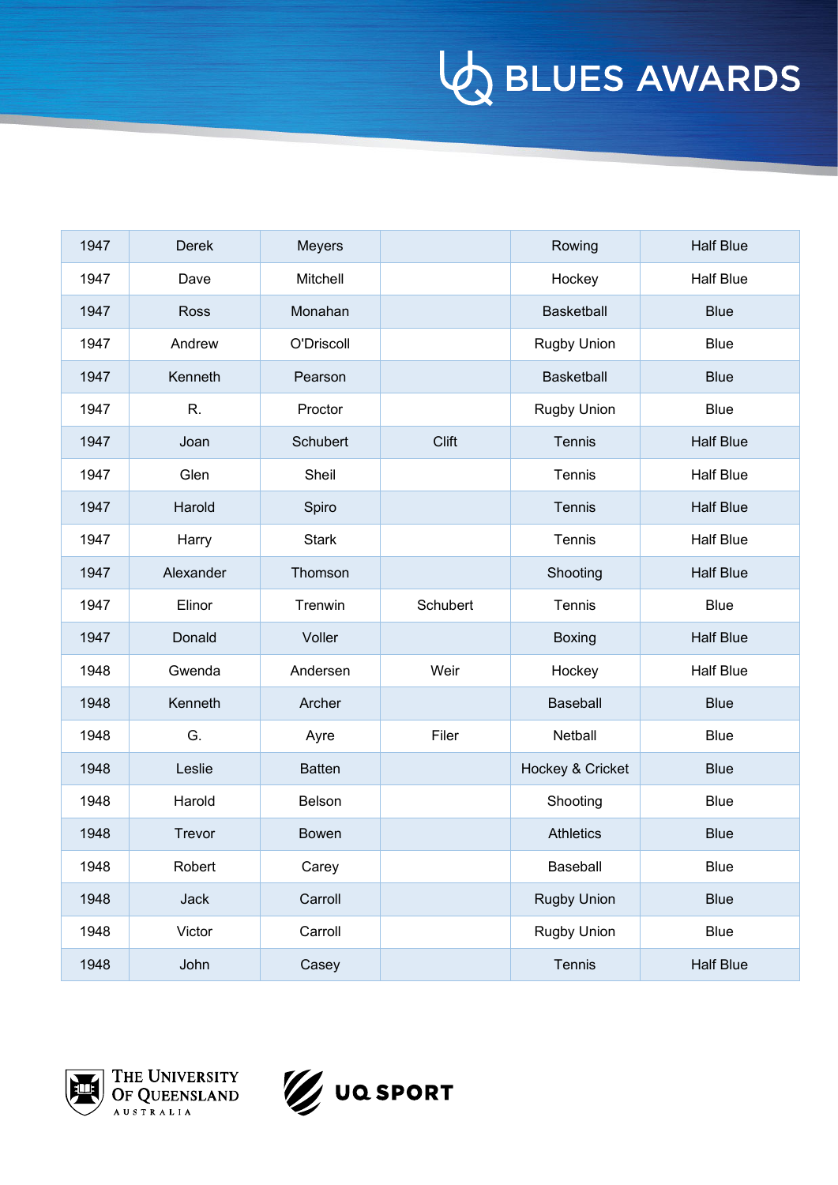# BLUES AWARDS

| 1947 | Derek | Meyers | | Rowing | Half Blue |
|---|---|---|---|---|---|
| 1947 | Dave | Mitchell | | Hockey | Half Blue |
| 1947 | Ross | Monahan | | Basketball | Blue |
| 1947 | Andrew | O'Driscoll | | Rugby Union | Blue |
| 1947 | Kenneth | Pearson | | Basketball | Blue |
| 1947 | R. | Proctor | | Rugby Union | Blue |
| 1947 | Joan | Schubert | Clift | Tennis | Half Blue |
| 1947 | Glen | Sheil | | Tennis | Half Blue |
| 1947 | Harold | Spiro | | Tennis | Half Blue |
| 1947 | Harry | Stark | | Tennis | Half Blue |
| 1947 | Alexander | Thomson | | Shooting | Half Blue |
| 1947 | Elinor | Trenwin | Schubert | Tennis | Blue |
| 1947 | Donald | Voller | | Boxing | Half Blue |
| 1948 | Gwenda | Andersen | Weir | Hockey | Half Blue |
| 1948 | Kenneth | Archer | | Baseball | Blue |
| 1948 | G. | Ayre | Filer | Netball | Blue |
| 1948 | Leslie | Batten | | Hockey & Cricket | Blue |
| 1948 | Harold | Belson | | Shooting | Blue |
| 1948 | Trevor | Bowen | | Athletics | Blue |
| 1948 | Robert | Carey | | Baseball | Blue |
| 1948 | Jack | Carroll | | Rugby Union | Blue |
| 1948 | Victor | Carroll | | Rugby Union | Blue |
| 1948 | John | Casey | | Tennis | Half Blue |

The University of Queensland Australia

UQ SPORT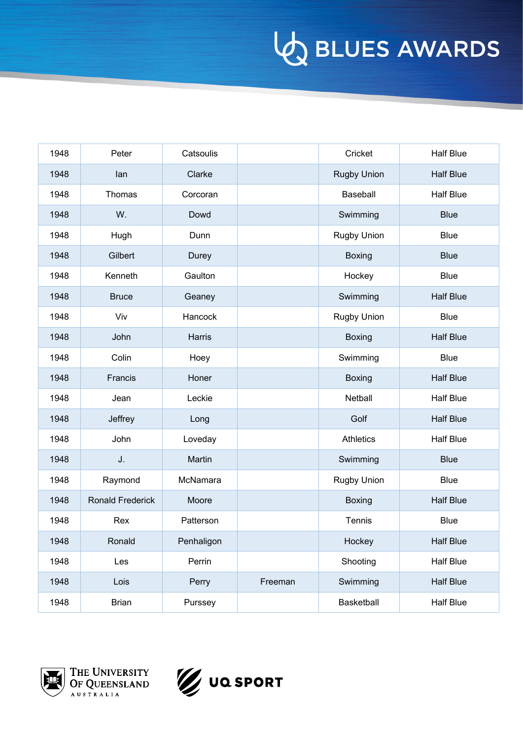| | | | | | |
|---|---|---|---|---|---|
| 1948 | Peter | Catsoulis | | Cricket | Half Blue |
| 1948 | Ian | Clarke | | Rugby Union | Half Blue |
| 1948 | Thomas | Corcoran | | Baseball | Half Blue |
| 1948 | W. | Dowd | | Swimming | Blue |
| 1948 | Hugh | Dunn | | Rugby Union | Blue |
| 1948 | Gilbert | Durey | | Boxing | Blue |
| 1948 | Kenneth | Gaulton | | Hockey | Blue |
| 1948 | Bruce | Geaney | | Swimming | Half Blue |
| 1948 | Viv | Hancock | | Rugby Union | Blue |
| 1948 | John | Harris | | Boxing | Half Blue |
| 1948 | Colin | Hoey | | Swimming | Blue |
| 1948 | Francis | Honer | | Boxing | Half Blue |
| 1948 | Jean | Leckie | | Netball | Half Blue |
| 1948 | Jeffrey | Long | | Golf | Half Blue |
| 1948 | John | Loveday | | Athletics | Half Blue |
| 1948 | J. | Martin | | Swimming | Blue |
| 1948 | Raymond | McNamara | | Rugby Union | Blue |
| 1948 | Ronald Frederick | Moore | | Boxing | Half Blue |
| 1948 | Rex | Patterson | | Tennis | Blue |
| 1948 | Ronald | Penhaligon | | Hockey | Half Blue |
| 1948 | Les | Perrin | | Shooting | Half Blue |
| 1948 | Lois | Perry | Freeman | Swimming | Half Blue |
| 1948 | Brian | Purssey | | Basketball | Half Blue |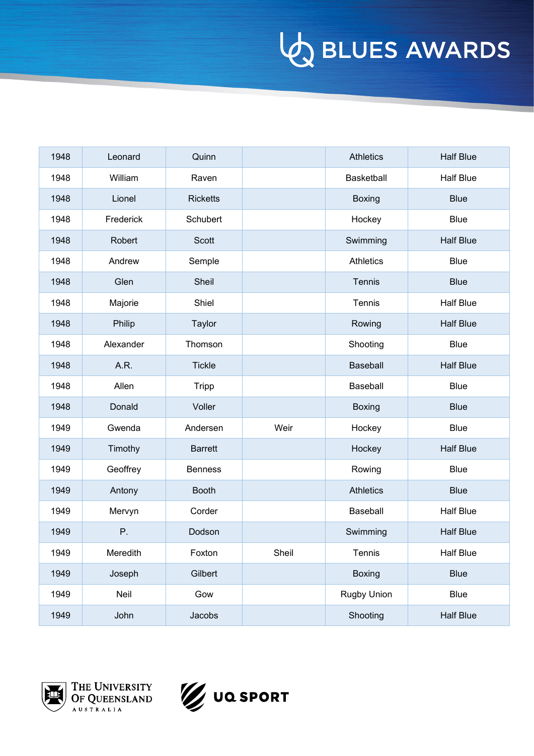# BLUES AWARDS

| 1948 | Leonard | Quinn | | Athletics | Half Blue |
|---|---|---|---|---|---|
| 1948 | William | Raven | | Basketball | Half Blue |
| 1948 | Lionel | Ricketts | | Boxing | Blue |
| 1948 | Frederick | Schubert | | Hockey | Blue |
| 1948 | Robert | Scott | | Swimming | Half Blue |
| 1948 | Andrew | Semple | | Athletics | Blue |
| 1948 | Glen | Sheil | | Tennis | Blue |
| 1948 | Majorie | Shiel | | Tennis | Half Blue |
| 1948 | Philip | Taylor | | Rowing | Half Blue |
| 1948 | Alexander | Thomson | | Shooting | Blue |
| 1948 | A.R. | Tickle | | Baseball | Half Blue |
| 1948 | Allen | Tripp | | Baseball | Blue |
| 1948 | Donald | Voller | | Boxing | Blue |
| 1949 | Gwenda | Andersen | Weir | Hockey | Blue |
| 1949 | Timothy | Barrett | | Hockey | Half Blue |
| 1949 | Geoffrey | Benness | | Rowing | Blue |
| 1949 | Antony | Booth | | Athletics | Blue |
| 1949 | Mervyn | Corder | | Baseball | Half Blue |
| 1949 | P. | Dodson | | Swimming | Half Blue |
| 1949 | Meredith | Foxton | Sheil | Tennis | Half Blue |
| 1949 | Joseph | Gilbert | | Boxing | Blue |
| 1949 | Neil | Gow | | Rugby Union | Blue |
| 1949 | John | Jacobs | | Shooting | Half Blue |

The University of Queensland Australia

UQ SPORT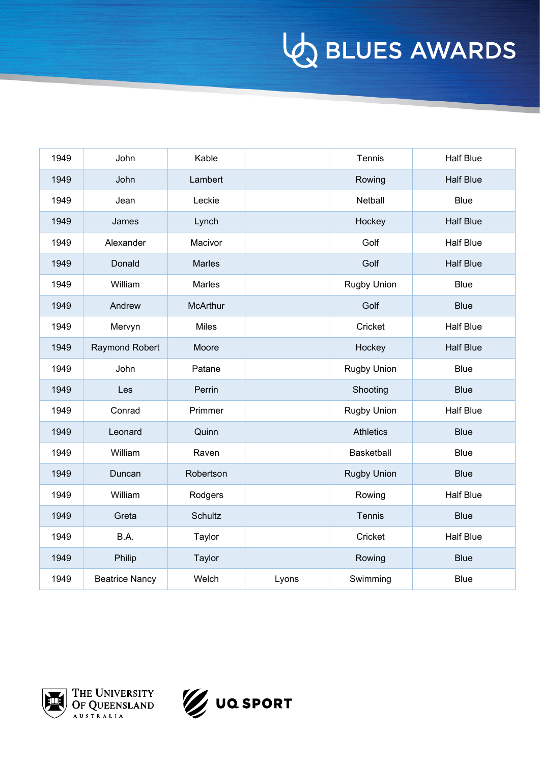| | | | | | |
|---|---|---|---|---|---|
| 1949 | John | Kable | | Tennis | Half Blue |
| 1949 | John | Lambert | | Rowing | Half Blue |
| 1949 | Jean | Leckie | | Netball | Blue |
| 1949 | James | Lynch | | Hockey | Half Blue |
| 1949 | Alexander | Macivor | | Golf | Half Blue |
| 1949 | Donald | Marles | | Golf | Half Blue |
| 1949 | William | Marles | | Rugby Union | Blue |
| 1949 | Andrew | McArthur | | Golf | Blue |
| 1949 | Mervyn | Miles | | Cricket | Half Blue |
| 1949 | Raymond Robert | Moore | | Hockey | Half Blue |
| 1949 | John | Patane | | Rugby Union | Blue |
| 1949 | Les | Perrin | | Shooting | Blue |
| 1949 | Conrad | Primmer | | Rugby Union | Half Blue |
| 1949 | Leonard | Quinn | | Athletics | Blue |
| 1949 | William | Raven | | Basketball | Blue |
| 1949 | Duncan | Robertson | | Rugby Union | Blue |
| 1949 | William | Rodgers | | Rowing | Half Blue |
| 1949 | Greta | Schultz | | Tennis | Blue |
| 1949 | B.A. | Taylor | | Cricket | Half Blue |
| 1949 | Philip | Taylor | | Rowing | Blue |
| 1949 | Beatrice Nancy | Welch | Lyons | Swimming | Blue |